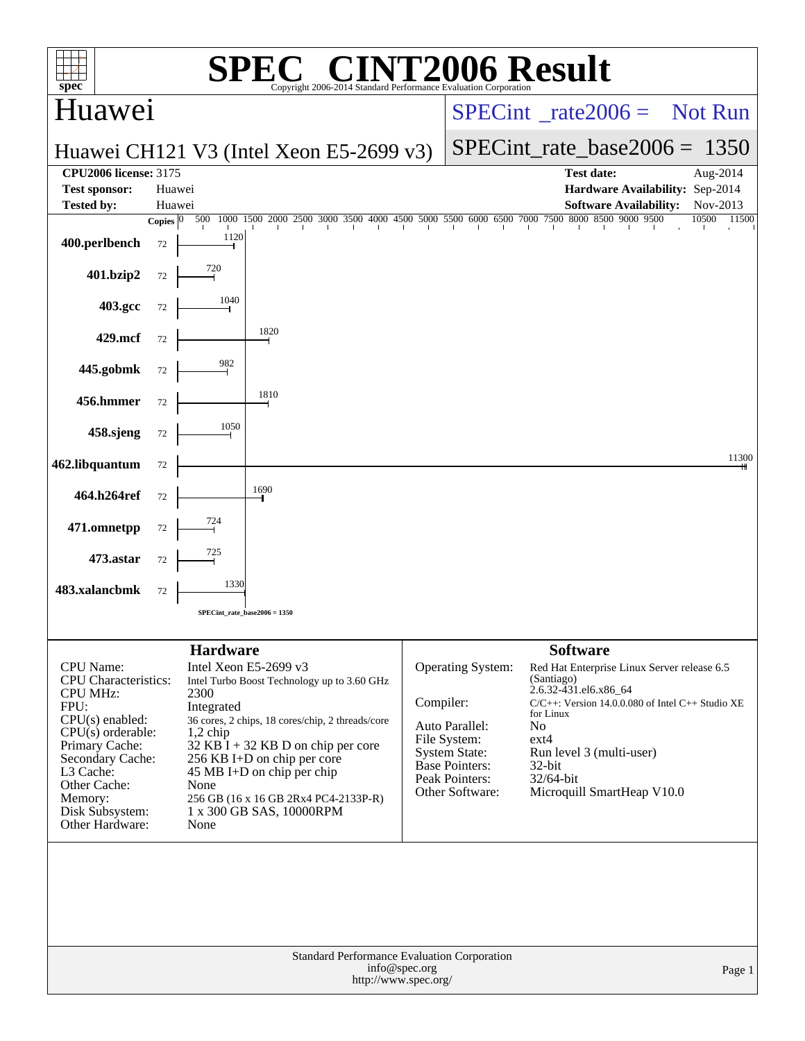# SPEC® CINT2006 Result

Copyright 2006-2014 Standard Performance Evaluation Corporation

## Huawei

Huawei CH121 V3 (Intel Xeon E5-2699 v3)

SPECint_rate2006 = Not Run

SPECint_rate_base2006 = 1350

| | | | |
|---|---|---|---|
| **CPU2006 license:** | 3175 | **Test date:** | Aug-2014 |
| **Test sponsor:** | Huawei | **Hardware Availability:** | Sep-2014 |
| **Tested by:** | Huawei | **Software Availability:** | Nov-2013 |

| Benchmark | Copies | Base Ratio |
|---|---|---|
| 400.perlbench | 72 | 1120 |
| 401.bzip2 | 72 | 720 |
| 403.gcc | 72 | 1040 |
| 429.mcf | 72 | 1820 |
| 445.gobmk | 72 | 982 |
| 456.hmmer | 72 | 1810 |
| 458.sjeng | 72 | 1050 |
| 462.libquantum | 72 | 11300 |
| 464.h264ref | 72 | 1690 |
| 471.omnetpp | 72 | 724 |
| 473.astar | 72 | 725 |
| 483.xalancbmk | 72 | 1330 |

SPECint_rate_base2006 = 1350

## Hardware

| | |
|---|---|
| CPU Name: | Intel Xeon E5-2699 v3 |
| CPU Characteristics: | Intel Turbo Boost Technology up to 3.60 GHz |
| CPU MHz: | 2300 |
| FPU: | Integrated |
| CPU(s) enabled: | 36 cores, 2 chips, 18 cores/chip, 2 threads/core |
| CPU(s) orderable: | 1,2 chip |
| Primary Cache: | 32 KB I + 32 KB D on chip per core |
| Secondary Cache: | 256 KB I+D on chip per core |
| L3 Cache: | 45 MB I+D on chip per chip |
| Other Cache: | None |
| Memory: | 256 GB (16 x 16 GB 2Rx4 PC4-2133P-R) |
| Disk Subsystem: | 1 x 300 GB SAS, 10000RPM |
| Other Hardware: | None |

## Software

| | |
|---|---|
| Operating System: | Red Hat Enterprise Linux Server release 6.5 (Santiago) 2.6.32-431.el6.x86_64 |
| Compiler: | C/C++: Version 14.0.0.080 of Intel C++ Studio XE for Linux |
| Auto Parallel: | No |
| File System: | ext4 |
| System State: | Run level 3 (multi-user) |
| Base Pointers: | 32-bit |
| Peak Pointers: | 32/64-bit |
| Other Software: | Microquill SmartHeap V10.0 |

Standard Performance Evaluation Corporation
info@spec.org
http://www.spec.org/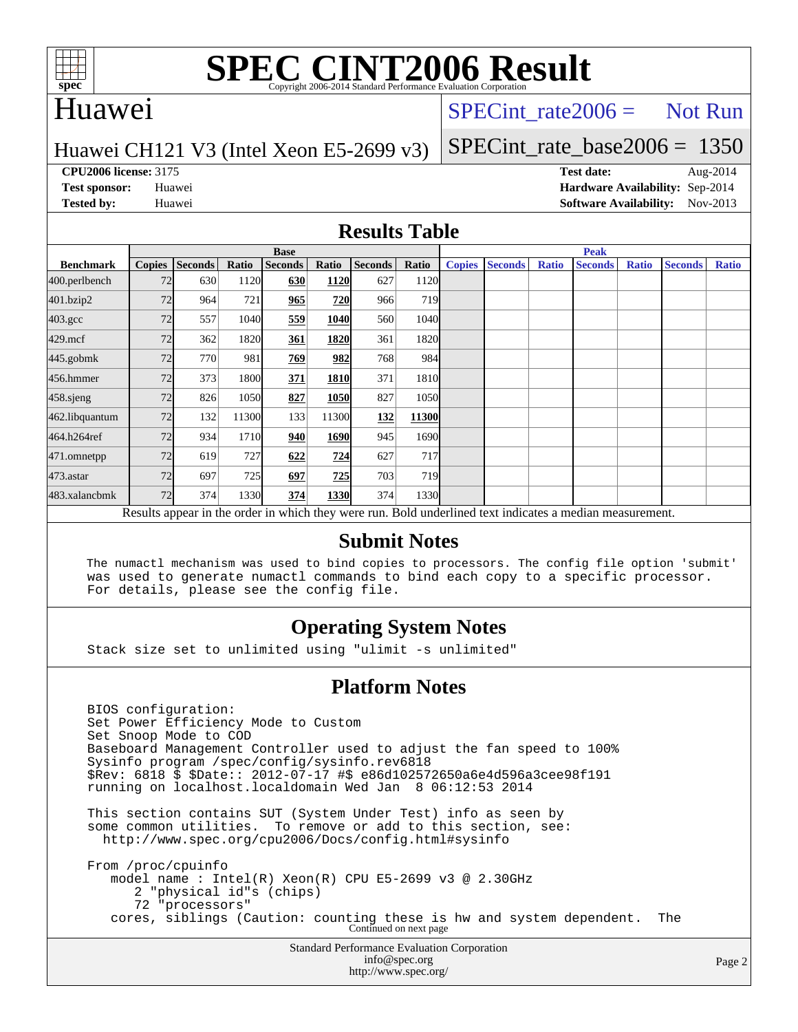# SPEC CINT2006 Result

Copyright 2006-2014 Standard Performance Evaluation Corporation

## Huawei

Huawei CH121 V3 (Intel Xeon E5-2699 v3)

SPECint_rate2006 = Not Run

SPECint_rate_base2006 = 1350

**CPU2006 license:** 3175
**Test sponsor:** Huawei
**Tested by:** Huawei

**Test date:** Aug-2014
**Hardware Availability:** Sep-2014
**Software Availability:** Nov-2013

## Results Table

| Benchmark | Base | | | | | | | Peak | | | | | | |
|---|---|---|---|---|---|---|---|---|---|---|---|---|---|---|
| | Copies | Seconds | Ratio | Seconds | Ratio | Seconds | Ratio | Copies | Seconds | Ratio | Seconds | Ratio | Seconds | Ratio |
| 400.perlbench | 72 | 630 | 1120 | **630** | **1120** | 627 | 1120 | | | | | | | |
| 401.bzip2 | 72 | 964 | 721 | **965** | **720** | 966 | 719 | | | | | | | |
| 403.gcc | 72 | 557 | 1040 | **559** | **1040** | 560 | 1040 | | | | | | | |
| 429.mcf | 72 | 362 | 1820 | **361** | **1820** | 361 | 1820 | | | | | | | |
| 445.gobmk | 72 | 770 | 981 | **769** | **982** | 768 | 984 | | | | | | | |
| 456.hmmer | 72 | 373 | 1800 | **371** | **1810** | 371 | 1810 | | | | | | | |
| 458.sjeng | 72 | 826 | 1050 | **827** | **1050** | 827 | 1050 | | | | | | | |
| 462.libquantum | 72 | 132 | 11300 | 133 | 11300 | **132** | **11300** | | | | | | | |
| 464.h264ref | 72 | 934 | 1710 | **940** | **1690** | 945 | 1690 | | | | | | | |
| 471.omnetpp | 72 | 619 | 727 | **622** | **724** | 627 | 717 | | | | | | | |
| 473.astar | 72 | 697 | 725 | **697** | **725** | 703 | 719 | | | | | | | |
| 483.xalancbmk | 72 | 374 | 1330 | **374** | **1330** | 374 | 1330 | | | | | | | |

Results appear in the order in which they were run. Bold underlined text indicates a median measurement.

## Submit Notes

```
The numactl mechanism was used to bind copies to processors. The config file option 'submit'
was used to generate numactl commands to bind each copy to a specific processor.
For details, please see the config file.
```

## Operating System Notes

```
Stack size set to unlimited using "ulimit -s unlimited"
```

## Platform Notes

```
BIOS configuration:
Set Power Efficiency Mode to Custom
Set Snoop Mode to COD
Baseboard Management Controller used to adjust the fan speed to 100%
Sysinfo program /spec/config/sysinfo.rev6818
$Rev: 6818 $ $Date:: 2012-07-17 #$ e86d102572650a6e4d596a3cee98f191
running on localhost.localdomain Wed Jan  8 06:12:53 2014

This section contains SUT (System Under Test) info as seen by
some common utilities.  To remove or add to this section, see:
  http://www.spec.org/cpu2006/Docs/config.html#sysinfo

From /proc/cpuinfo
   model name : Intel(R) Xeon(R) CPU E5-2699 v3 @ 2.30GHz
      2 "physical id"s (chips)
      72 "processors"
   cores, siblings (Caution: counting these is hw and system dependent.  The
```

Continued on next page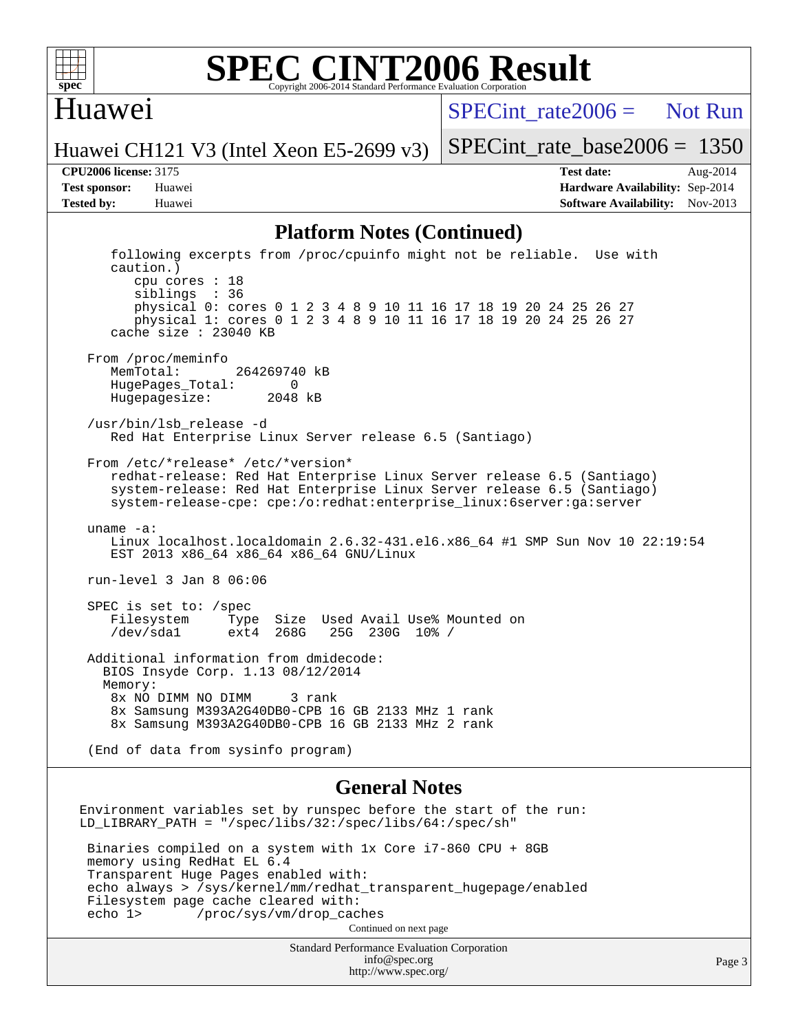# SPEC CINT2006 Result

Huawei

Huawei CH121 V3 (Intel Xeon E5-2699 v3)

SPECint_rate2006 = Not Run

SPECint_rate_base2006 = 1350

**CPU2006 license:** 3175
**Test sponsor:** Huawei
**Tested by:** Huawei

**Test date:** Aug-2014
**Hardware Availability:** Sep-2014
**Software Availability:** Nov-2013

## Platform Notes (Continued)

```
    following excerpts from /proc/cpuinfo might not be reliable.  Use with
    caution.)
       cpu cores : 18
       siblings  : 36
       physical 0: cores 0 1 2 3 4 8 9 10 11 16 17 18 19 20 24 25 26 27
       physical 1: cores 0 1 2 3 4 8 9 10 11 16 17 18 19 20 24 25 26 27
    cache size : 23040 KB

 From /proc/meminfo
    MemTotal:       264269740 kB
    HugePages_Total:       0
    Hugepagesize:       2048 kB

 /usr/bin/lsb_release -d
    Red Hat Enterprise Linux Server release 6.5 (Santiago)

 From /etc/*release* /etc/*version*
    redhat-release: Red Hat Enterprise Linux Server release 6.5 (Santiago)
    system-release: Red Hat Enterprise Linux Server release 6.5 (Santiago)
    system-release-cpe: cpe:/o:redhat:enterprise_linux:6server:ga:server

 uname -a:
    Linux localhost.localdomain 2.6.32-431.el6.x86_64 #1 SMP Sun Nov 10 22:19:54
    EST 2013 x86_64 x86_64 x86_64 GNU/Linux

 run-level 3 Jan 8 06:06

 SPEC is set to: /spec
    Filesystem     Type  Size  Used Avail Use% Mounted on
    /dev/sda1      ext4  268G   25G  230G  10% /

 Additional information from dmidecode:
   BIOS Insyde Corp. 1.13 08/12/2014
   Memory:
    8x NO DIMM NO DIMM     3 rank
    8x Samsung M393A2G40DB0-CPB 16 GB 2133 MHz 1 rank
    8x Samsung M393A2G40DB0-CPB 16 GB 2133 MHz 2 rank

 (End of data from sysinfo program)
```

## General Notes

```
Environment variables set by runspec before the start of the run:
LD_LIBRARY_PATH = "/spec/libs/32:/spec/libs/64:/spec/sh"

 Binaries compiled on a system with 1x Core i7-860 CPU + 8GB
 memory using RedHat EL 6.4
 Transparent Huge Pages enabled with:
 echo always > /sys/kernel/mm/redhat_transparent_hugepage/enabled
 Filesystem page cache cleared with:
 echo 1>       /proc/sys/vm/drop_caches
```

Continued on next page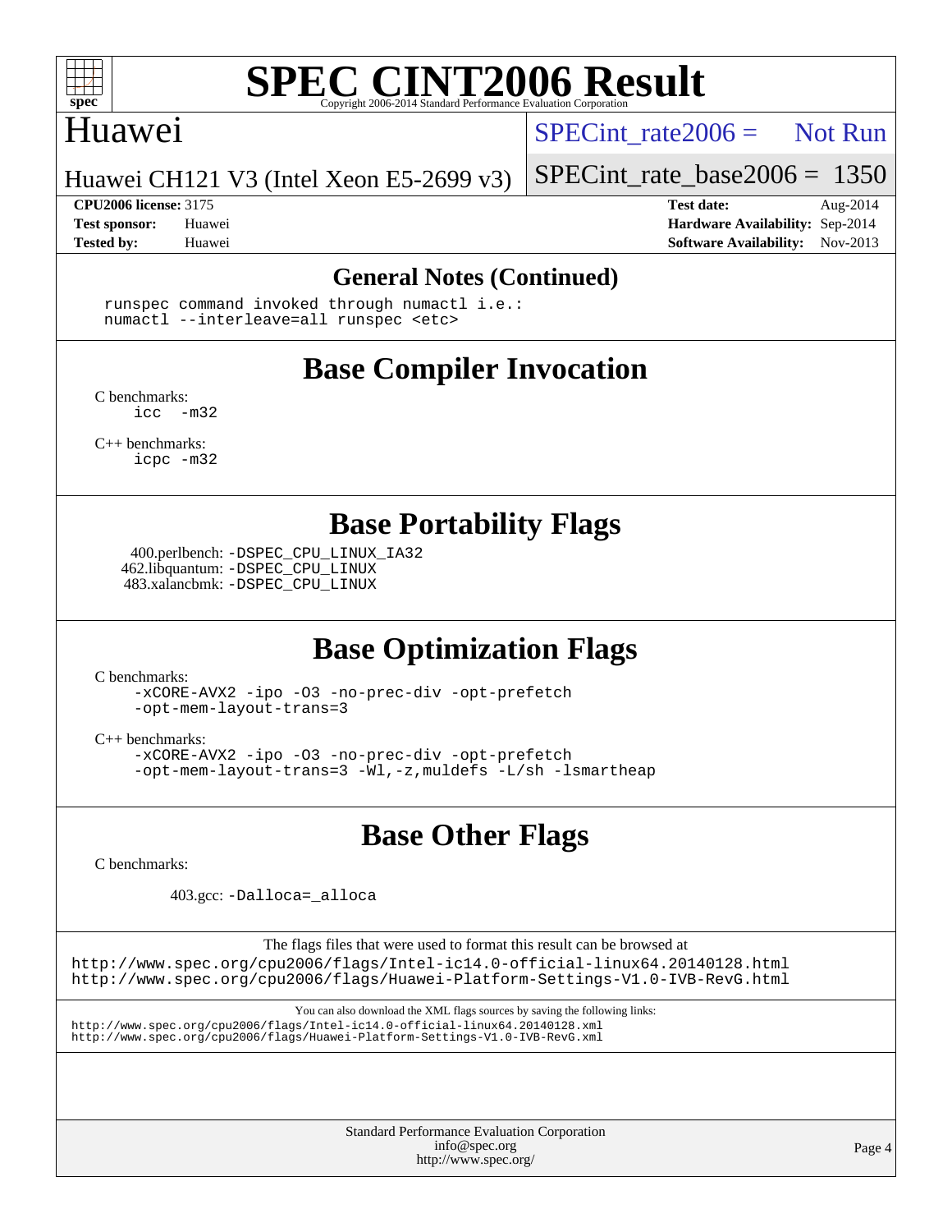# SPEC CINT2006 Result

Copyright 2006-2014 Standard Performance Evaluation Corporation

## Huawei

Huawei CH121 V3 (Intel Xeon E5-2699 v3)

SPECint_rate2006 = Not Run

SPECint_rate_base2006 = 1350

**CPU2006 license:** 3175
**Test sponsor:** Huawei
**Tested by:** Huawei

**Test date:** Aug-2014
**Hardware Availability:** Sep-2014
**Software Availability:** Nov-2013

## General Notes (Continued)

```
runspec command invoked through numactl i.e.:
numactl --interleave=all runspec <etc>
```

## Base Compiler Invocation

C benchmarks:
```
icc  -m32
```

C++ benchmarks:
```
icpc -m32
```

## Base Portability Flags

400.perlbench: `-DSPEC_CPU_LINUX_IA32`
462.libquantum: `-DSPEC_CPU_LINUX`
483.xalancbmk: `-DSPEC_CPU_LINUX`

## Base Optimization Flags

C benchmarks:
```
-xCORE-AVX2 -ipo -O3 -no-prec-div -opt-prefetch
-opt-mem-layout-trans=3
```

C++ benchmarks:
```
-xCORE-AVX2 -ipo -O3 -no-prec-div -opt-prefetch
-opt-mem-layout-trans=3 -Wl,-z,muldefs -L/sh -lsmartheap
```

## Base Other Flags

C benchmarks:

403.gcc: `-Dalloca=_alloca`

The flags files that were used to format this result can be browsed at
http://www.spec.org/cpu2006/flags/Intel-ic14.0-official-linux64.20140128.html
http://www.spec.org/cpu2006/flags/Huawei-Platform-Settings-V1.0-IVB-RevG.html

You can also download the XML flags sources by saving the following links:
http://www.spec.org/cpu2006/flags/Intel-ic14.0-official-linux64.20140128.xml
http://www.spec.org/cpu2006/flags/Huawei-Platform-Settings-V1.0-IVB-RevG.xml

Standard Performance Evaluation Corporation
info@spec.org
http://www.spec.org/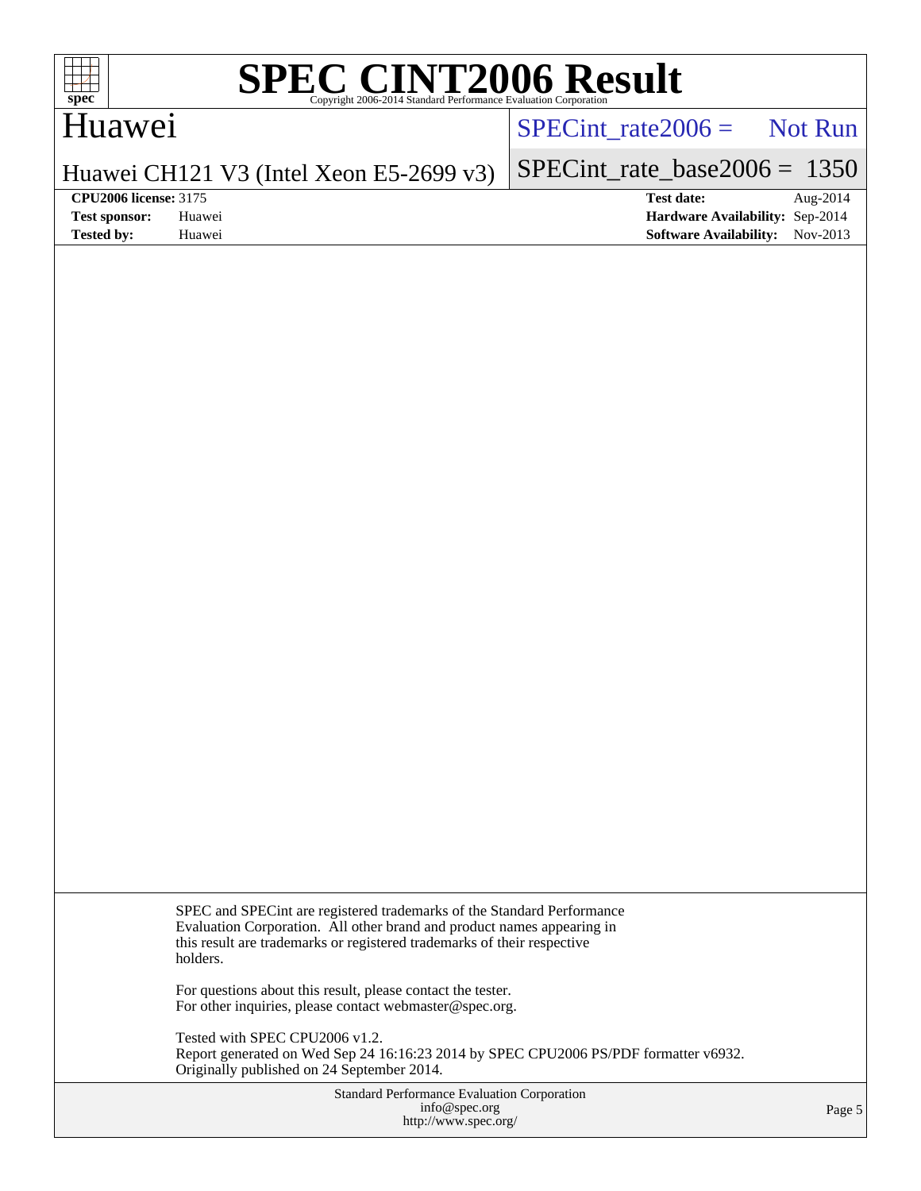SPEC and SPECint are registered trademarks of the Standard Performance Evaluation Corporation. All other brand and product names appearing in this result are trademarks or registered trademarks of their respective holders.

For questions about this result, please contact the tester.
For other inquiries, please contact webmaster@spec.org.

Tested with SPEC CPU2006 v1.2.
Report generated on Wed Sep 24 16:16:23 2014 by SPEC CPU2006 PS/PDF formatter v6932.
Originally published on 24 September 2014.